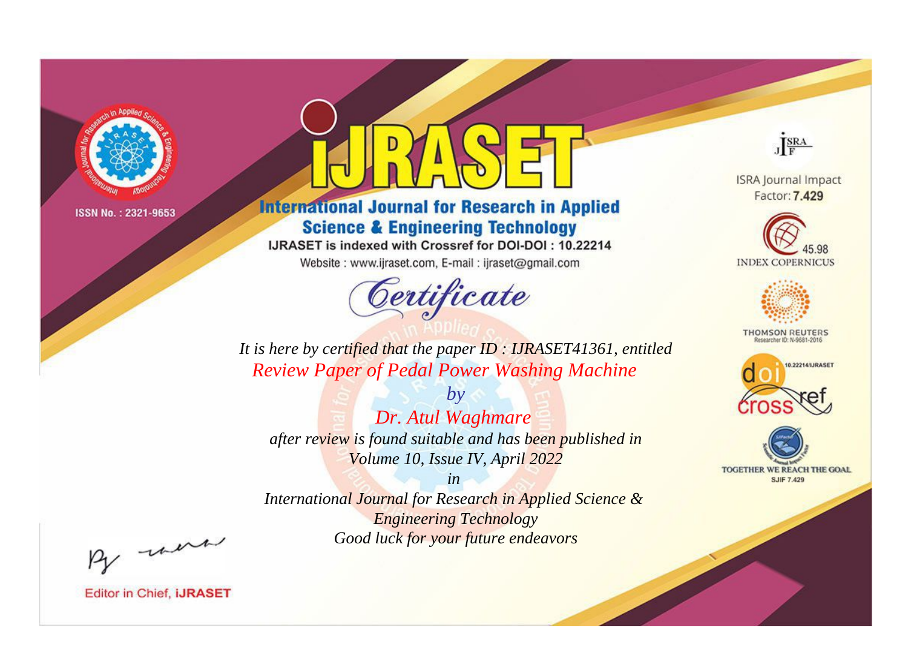ISSN No. : 2321-9653

# IJRASET

## International Journal for Research in Applied Science & Engineering Technology

IJRASET is indexed with Crossref for DOI-DOI : 10.22214

Website : www.ijraset.com, E-mail : ijraset@gmail.com

ISRA Journal Impact Factor: **7.429**

45.98 INDEX COPERNICUS

THOMSON REUTERS Researcher ID: N-9681-2016

10.22214/IJRASET

TOGETHER WE REACH THE GOAL SJIF 7.429

## Certificate

*It is here by certified that the paper ID : IJRASET41361, entitled*

*Review Paper of Pedal Power Washing Machine*

*by*

*Dr. Atul Waghmare*

*after review is found suitable and has been published in*

*Volume 10, Issue IV, April 2022*

*in*

*International Journal for Research in Applied Science & Engineering Technology*

*Good luck for your future endeavors*

Editor in Chief, **iJRASET**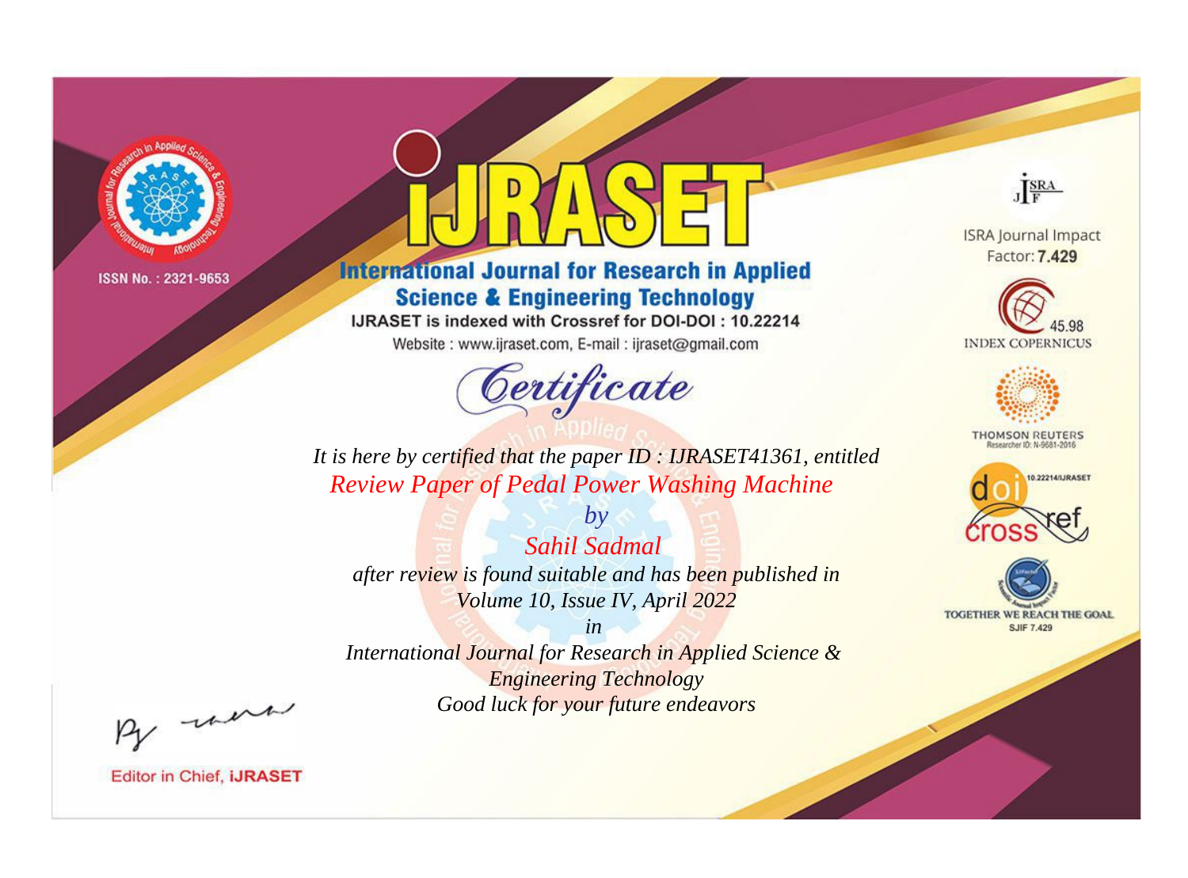ISSN No. : 2321-9653

# International Journal for Research in Applied Science & Engineering Technology

IJRASET is indexed with Crossref for DOI-DOI : 10.22214

Website : www.ijraset.com, E-mail : ijraset@gmail.com

## Certificate

*It is here by certified that the paper ID : IJRASET41361, entitled*

*Review Paper of Pedal Power Washing Machine*

*by*

*Sahil Sadmal*

*after review is found suitable and has been published in*

*Volume 10, Issue IV, April 2022*

*in*

*International Journal for Research in Applied Science & Engineering Technology*

*Good luck for your future endeavors*

ISRA Journal Impact Factor: **7.429**

45.98 INDEX COPERNICUS

THOMSON REUTERS Researcher ID: N-9681-2016

10.22214/IJRASET

TOGETHER WE REACH THE GOAL SJIF 7.429

Editor in Chief, **iJRASET**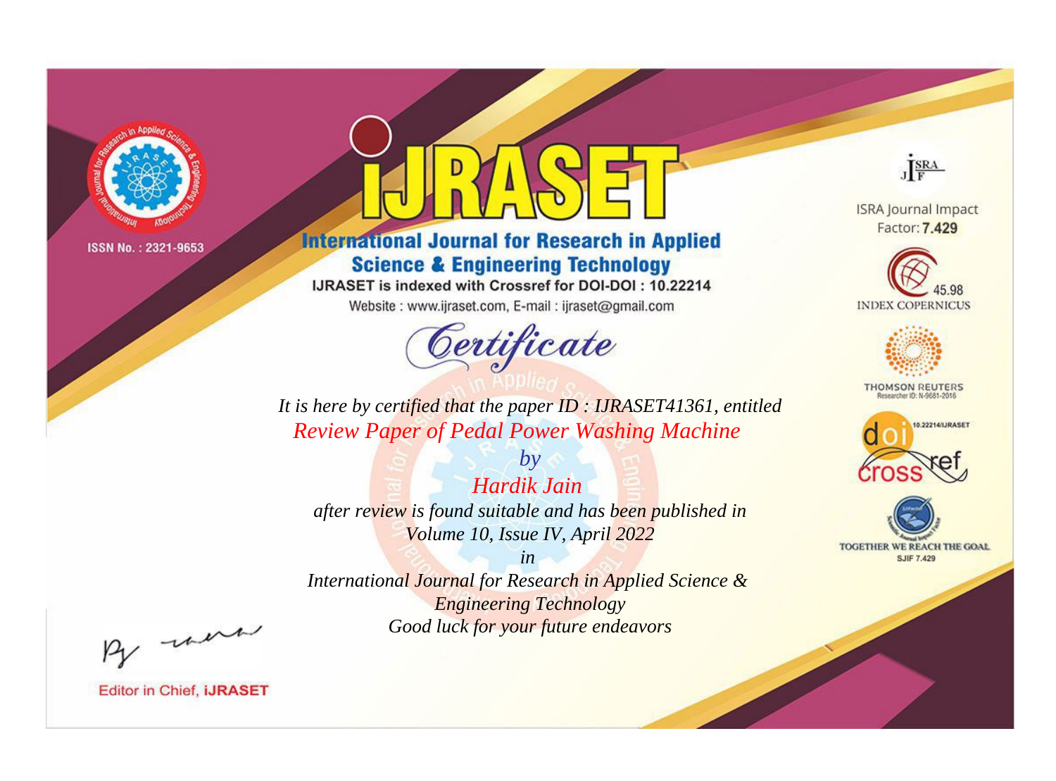ISSN No. : 2321-9653

# iJRASET

## International Journal for Research in Applied Science & Engineering Technology

IJRASET is indexed with Crossref for DOI-DOI : 10.22214

Website : www.ijraset.com, E-mail : ijraset@gmail.com

ISRA Journal Impact Factor: **7.429**

45.98 INDEX COPERNICUS

THOMSON REUTERS Researcher ID: N-9681-2016

10.22214/IJRASET

TOGETHER WE REACH THE GOAL SJIF 7.429

*Certificate*

*It is here by certified that the paper ID : IJRASET41361, entitled*

*Review Paper of Pedal Power Washing Machine*

*by*

*Hardik Jain*

*after review is found suitable and has been published in*

*Volume 10, Issue IV, April 2022*

*in*

*International Journal for Research in Applied Science & Engineering Technology*

*Good luck for your future endeavors*

Editor in Chief, **iJRASET**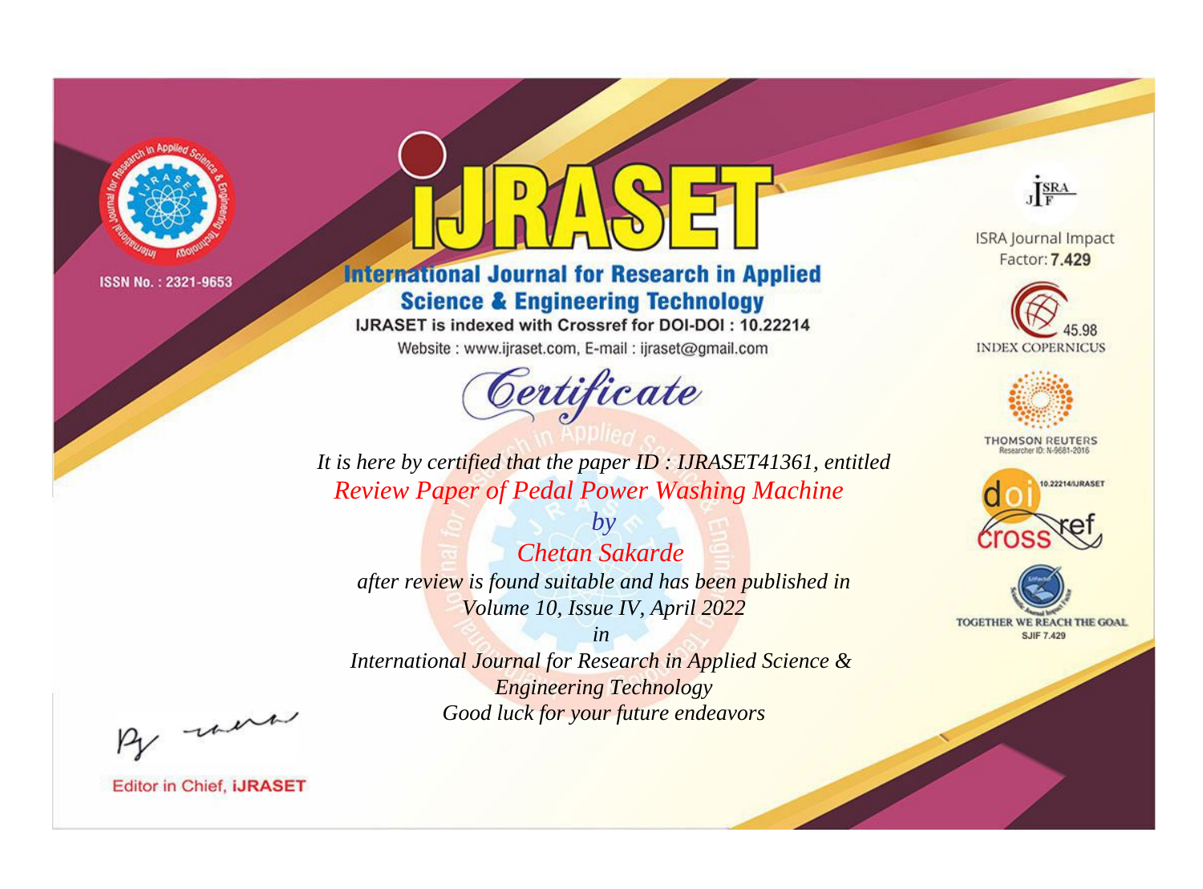ISSN No. : 2321-9653

# iJRASET

## International Journal for Research in Applied Science & Engineering Technology

IJRASET is indexed with Crossref for DOI-DOI : 10.22214

Website : www.ijraset.com, E-mail : ijraset@gmail.com

# Certificate

*It is here by certified that the paper ID : IJRASET41361, entitled*

*Review Paper of Pedal Power Washing Machine*

*by*

*Chetan Sakarde*

*after review is found suitable and has been published in*

*Volume 10, Issue IV, April 2022*

*in*

*International Journal for Research in Applied Science & Engineering Technology*

*Good luck for your future endeavors*

ISRA Journal Impact Factor: **7.429**

45.98 INDEX COPERNICUS

THOMSON REUTERS Researcher ID: N-9681-2016

10.22214/IJRASET

TOGETHER WE REACH THE GOAL SJIF 7.429

Editor in Chief, **iJRASET**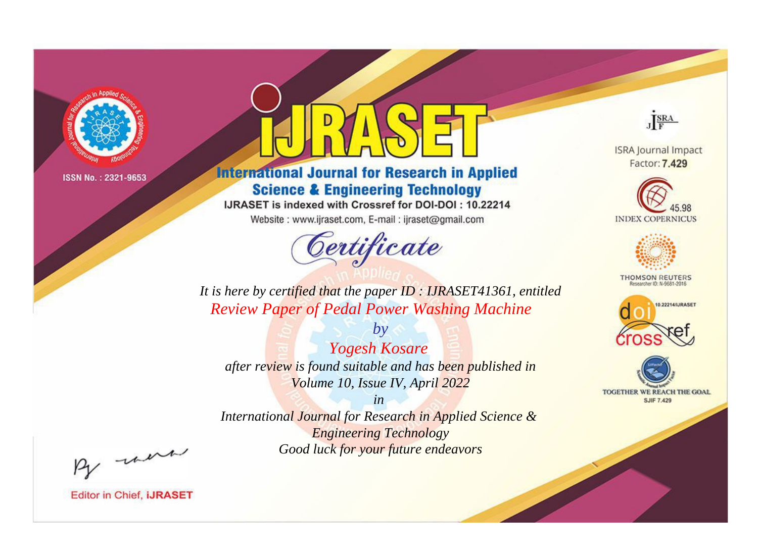ISSN No. : 2321-9653

# iJRASET

## International Journal for Research in Applied Science & Engineering Technology

IJRASET is indexed with Crossref for DOI-DOI : 10.22214

Website : www.ijraset.com, E-mail : ijraset@gmail.com

*Certificate*

*It is here by certified that the paper ID : IJRASET41361, entitled*

*Review Paper of Pedal Power Washing Machine*

*by*

*Yogesh Kosare*

*after review is found suitable and has been published in*

*Volume 10, Issue IV, April 2022*

*in*

*International Journal for Research in Applied Science & Engineering Technology*

*Good luck for your future endeavors*

ISRA Journal Impact Factor: **7.429**

45.98 INDEX COPERNICUS

THOMSON REUTERS Researcher ID: N-9681-2016

10.22214/IJRASET

TOGETHER WE REACH THE GOAL SJIF 7.429

Editor in Chief, **iJRASET**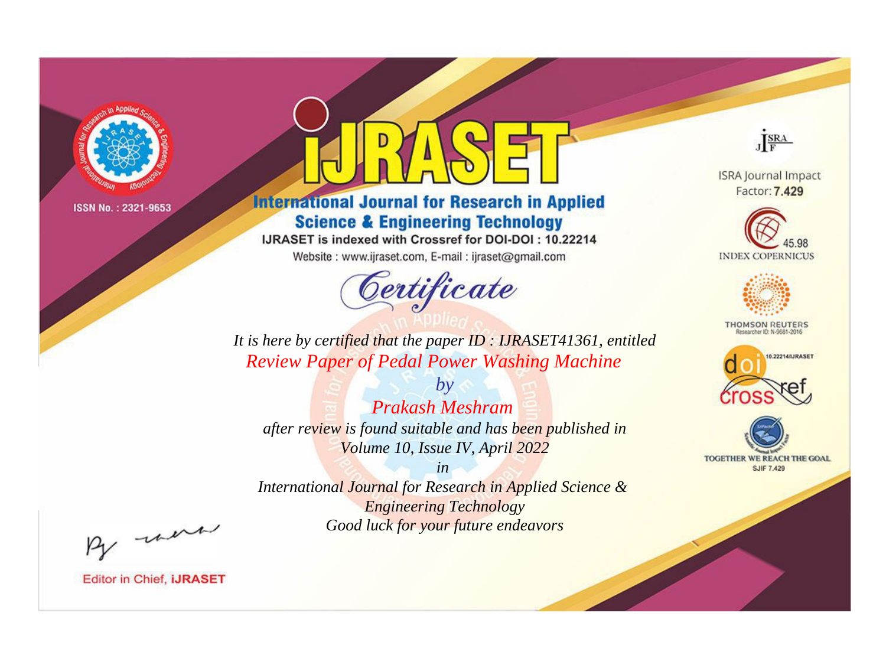ISSN No. : 2321-9653

# IJRASET

## International Journal for Research in Applied Science & Engineering Technology

IJRASET is indexed with Crossref for DOI-DOI : 10.22214

Website : www.ijraset.com, E-mail : ijraset@gmail.com

# Certificate

*It is here by certified that the paper ID : IJRASET41361, entitled*

*Review Paper of Pedal Power Washing Machine*

*by*

*Prakash Meshram*

*after review is found suitable and has been published in*

*Volume 10, Issue IV, April 2022*

*in*

*International Journal for Research in Applied Science & Engineering Technology*

*Good luck for your future endeavors*

ISRA Journal Impact Factor: **7.429**

45.98 INDEX COPERNICUS

THOMSON REUTERS Researcher ID: N-9681-2016

10.22214/IJRASET

TOGETHER WE REACH THE GOAL SJIF 7.429

Editor in Chief, **iJRASET**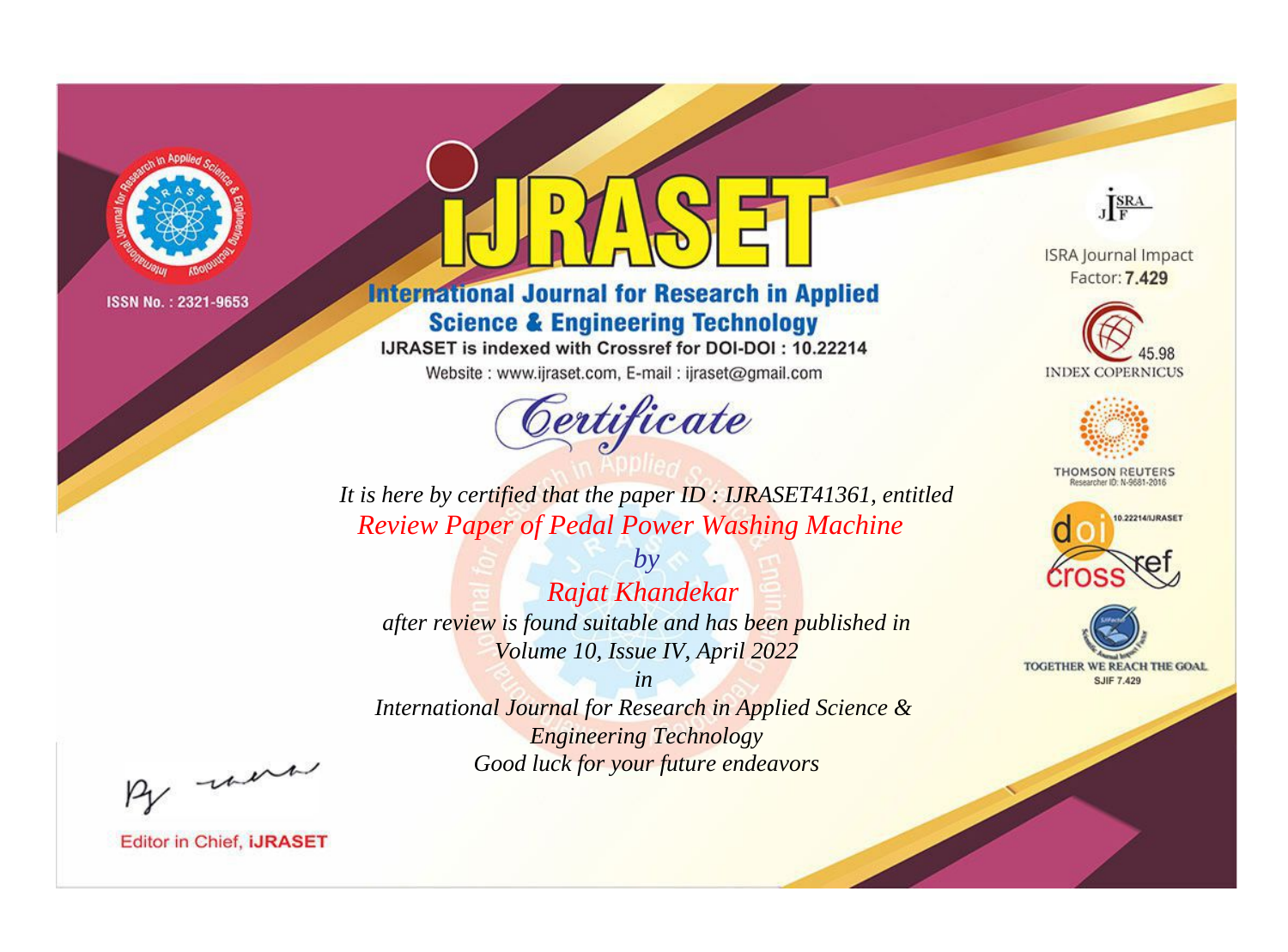ISSN No. : 2321-9653

# iJRASET

## International Journal for Research in Applied Science & Engineering Technology

IJRASET is indexed with Crossref for DOI-DOI : 10.22214

Website : www.ijraset.com, E-mail : ijraset@gmail.com

## Certificate

*It is here by certified that the paper ID : IJRASET41361, entitled*

*Review Paper of Pedal Power Washing Machine*

*by*

*Rajat Khandekar*

*after review is found suitable and has been published in*

*Volume 10, Issue IV, April 2022*

*in*

*International Journal for Research in Applied Science & Engineering Technology*

*Good luck for your future endeavors*

ISRA Journal Impact Factor: **7.429**

45.98 INDEX COPERNICUS

THOMSON REUTERS Researcher ID: N-9681-2016

10.22214/IJRASET

TOGETHER WE REACH THE GOAL SJIF 7.429

Editor in Chief, **iJRASET**